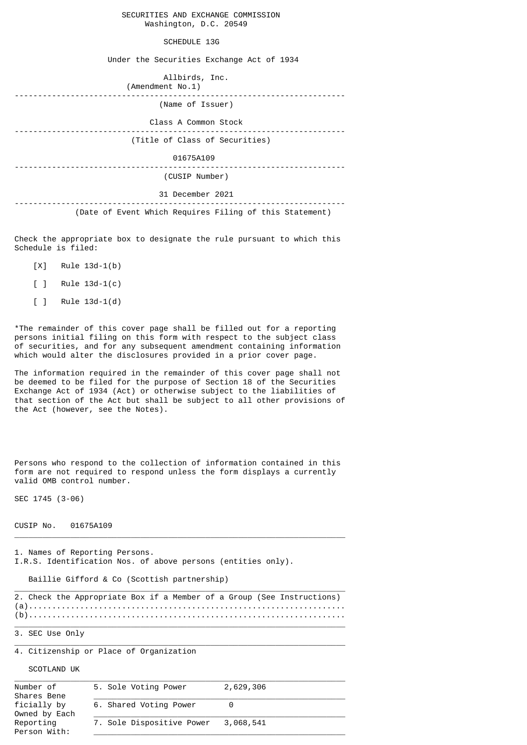SECURITIES AND EXCHANGE COMMISSION
Washington, D.C. 20549

SCHEDULE 13G

Under the Securities Exchange Act of 1934

Allbirds, Inc.
(Amendment No.1)

---

(Name of Issuer)

Class A Common Stock

---

(Title of Class of Securities)

01675A109

---

(CUSIP Number)

31 December 2021

---

(Date of Event Which Requires Filing of this Statement)

Check the appropriate box to designate the rule pursuant to which this Schedule is filed:

[X] Rule 13d-1(b)

[ ] Rule 13d-1(c)

[ ] Rule 13d-1(d)

*The remainder of this cover page shall be filled out for a reporting persons initial filing on this form with respect to the subject class of securities, and for any subsequent amendment containing information which would alter the disclosures provided in a prior cover page.

The information required in the remainder of this cover page shall not be deemed to be filed for the purpose of Section 18 of the Securities Exchange Act of 1934 (Act) or otherwise subject to the liabilities of that section of the Act but shall be subject to all other provisions of the Act (however, see the Notes).

Persons who respond to the collection of information contained in this form are not required to respond unless the form displays a currently valid OMB control number.

SEC 1745 (3-06)

CUSIP No. 01675A109

---

1. Names of Reporting Persons.
I.R.S. Identification Nos. of above persons (entities only).

Baillie Gifford & Co (Scottish partnership)

---

2. Check the Appropriate Box if a Member of a Group (See Instructions)
(a)..................................................................
(b)..................................................................

---

3. SEC Use Only

---

4. Citizenship or Place of Organization

SCOTLAND UK

---

| Number of Shares Beneficially by Owned by Each Reporting Person With: | | |
|---|---|---|
| | 5. Sole Voting Power | 2,629,306 |
| | 6. Shared Voting Power | 0 |
| | 7. Sole Dispositive Power | 3,068,541 |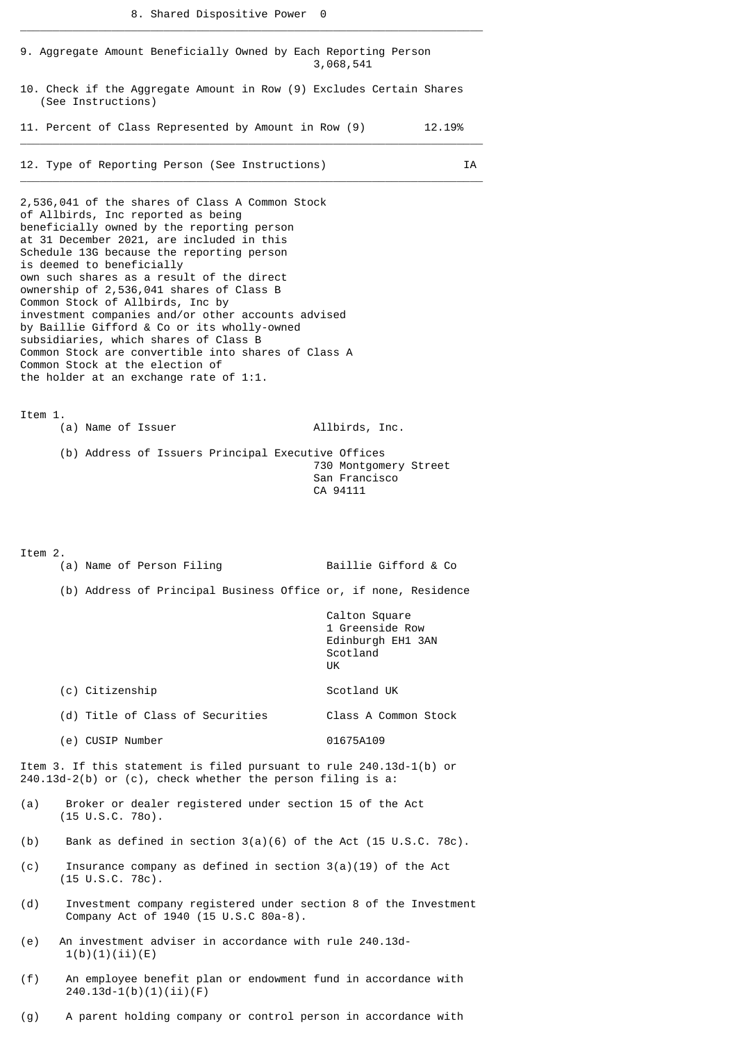8. Shared Dispositive Power 0

---

9. Aggregate Amount Beneficially Owned by Each Reporting Person 3,068,541

10. Check if the Aggregate Amount in Row (9) Excludes Certain Shares (See Instructions)

11. Percent of Class Represented by Amount in Row (9) 12.19%

---

12. Type of Reporting Person (See Instructions) IA

---

2,536,041 of the shares of Class A Common Stock of Allbirds, Inc reported as being beneficially owned by the reporting person at 31 December 2021, are included in this Schedule 13G because the reporting person is deemed to beneficially own such shares as a result of the direct ownership of 2,536,041 shares of Class B Common Stock of Allbirds, Inc by investment companies and/or other accounts advised by Baillie Gifford & Co or its wholly-owned subsidiaries, which shares of Class B Common Stock are convertible into shares of Class A Common Stock at the election of the holder at an exchange rate of 1:1.

Item 1.

(a) Name of Issuer Allbirds, Inc.

(b) Address of Issuers Principal Executive Offices
730 Montgomery Street
San Francisco
CA 94111

Item 2.

(a) Name of Person Filing Baillie Gifford & Co

(b) Address of Principal Business Office or, if none, Residence
Calton Square
1 Greenside Row
Edinburgh EH1 3AN
Scotland
UK

(c) Citizenship Scotland UK

(d) Title of Class of Securities Class A Common Stock

(e) CUSIP Number 01675A109

Item 3. If this statement is filed pursuant to rule 240.13d-1(b) or 240.13d-2(b) or (c), check whether the person filing is a:

(a) Broker or dealer registered under section 15 of the Act (15 U.S.C. 78o).

(b) Bank as defined in section 3(a)(6) of the Act (15 U.S.C. 78c).

(c) Insurance company as defined in section 3(a)(19) of the Act (15 U.S.C. 78c).

(d) Investment company registered under section 8 of the Investment Company Act of 1940 (15 U.S.C 80a-8).

(e) An investment adviser in accordance with rule 240.13d-1(b)(1)(ii)(E)

(f) An employee benefit plan or endowment fund in accordance with 240.13d-1(b)(1)(ii)(F)

(g) A parent holding company or control person in accordance with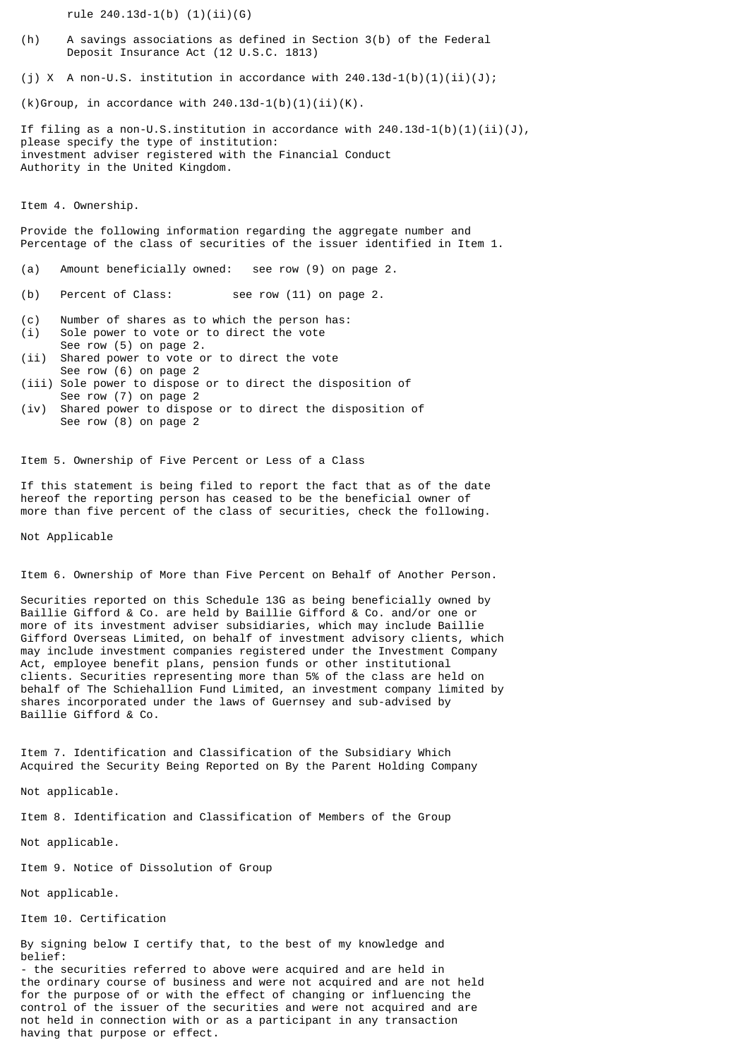rule 240.13d-1(b) (1)(ii)(G)

(h) A savings associations as defined in Section 3(b) of the Federal Deposit Insurance Act (12 U.S.C. 1813)

(j) X A non-U.S. institution in accordance with 240.13d-1(b)(1)(ii)(J);

(k)Group, in accordance with 240.13d-1(b)(1)(ii)(K).

If filing as a non-U.S.institution in accordance with 240.13d-1(b)(1)(ii)(J), please specify the type of institution:
investment adviser registered with the Financial Conduct Authority in the United Kingdom.

Item 4. Ownership.

Provide the following information regarding the aggregate number and Percentage of the class of securities of the issuer identified in Item 1.

(a) Amount beneficially owned: see row (9) on page 2.

(b) Percent of Class: see row (11) on page 2.

(c) Number of shares as to which the person has:
(i) Sole power to vote or to direct the vote
See row (5) on page 2.
(ii) Shared power to vote or to direct the vote
See row (6) on page 2
(iii) Sole power to dispose or to direct the disposition of
See row (7) on page 2
(iv) Shared power to dispose or to direct the disposition of
See row (8) on page 2

Item 5. Ownership of Five Percent or Less of a Class

If this statement is being filed to report the fact that as of the date hereof the reporting person has ceased to be the beneficial owner of more than five percent of the class of securities, check the following.

Not Applicable

Item 6. Ownership of More than Five Percent on Behalf of Another Person.

Securities reported on this Schedule 13G as being beneficially owned by Baillie Gifford & Co. are held by Baillie Gifford & Co. and/or one or more of its investment adviser subsidiaries, which may include Baillie Gifford Overseas Limited, on behalf of investment advisory clients, which may include investment companies registered under the Investment Company Act, employee benefit plans, pension funds or other institutional clients. Securities representing more than 5% of the class are held on behalf of The Schiehallion Fund Limited, an investment company limited by shares incorporated under the laws of Guernsey and sub-advised by Baillie Gifford & Co.

Item 7. Identification and Classification of the Subsidiary Which Acquired the Security Being Reported on By the Parent Holding Company

Not applicable.

Item 8. Identification and Classification of Members of the Group

Not applicable.

Item 9. Notice of Dissolution of Group

Not applicable.

Item 10. Certification

By signing below I certify that, to the best of my knowledge and belief:
- the securities referred to above were acquired and are held in the ordinary course of business and were not acquired and are not held for the purpose of or with the effect of changing or influencing the control of the issuer of the securities and were not acquired and are not held in connection with or as a participant in any transaction having that purpose or effect.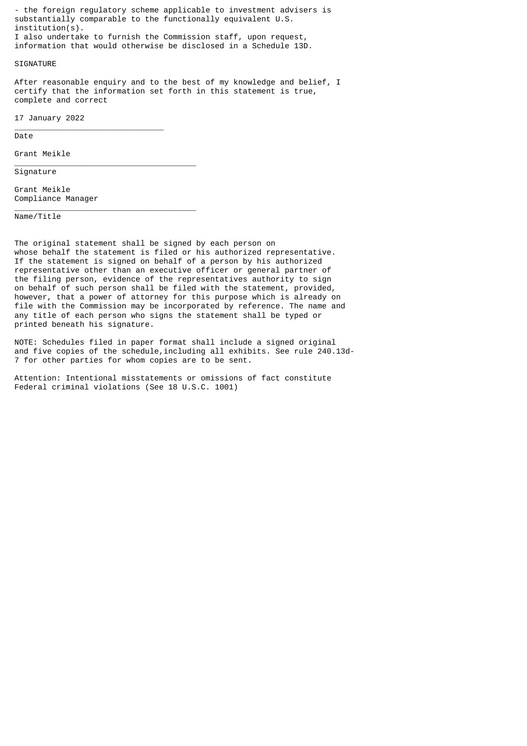- the foreign regulatory scheme applicable to investment advisers is substantially comparable to the functionally equivalent U.S. institution(s).

I also undertake to furnish the Commission staff, upon request, information that would otherwise be disclosed in a Schedule 13D.

SIGNATURE

After reasonable enquiry and to the best of my knowledge and belief, I certify that the information set forth in this statement is true, complete and correct

17 January 2022

_______________________________

Date

Grant Meikle

_______________________________________

Signature

Grant Meikle
Compliance Manager

_______________________________________

Name/Title

The original statement shall be signed by each person on whose behalf the statement is filed or his authorized representative. If the statement is signed on behalf of a person by his authorized representative other than an executive officer or general partner of the filing person, evidence of the representatives authority to sign on behalf of such person shall be filed with the statement, provided, however, that a power of attorney for this purpose which is already on file with the Commission may be incorporated by reference. The name and any title of each person who signs the statement shall be typed or printed beneath his signature.

NOTE: Schedules filed in paper format shall include a signed original and five copies of the schedule,including all exhibits. See rule 240.13d-7 for other parties for whom copies are to be sent.

Attention: Intentional misstatements or omissions of fact constitute Federal criminal violations (See 18 U.S.C. 1001)